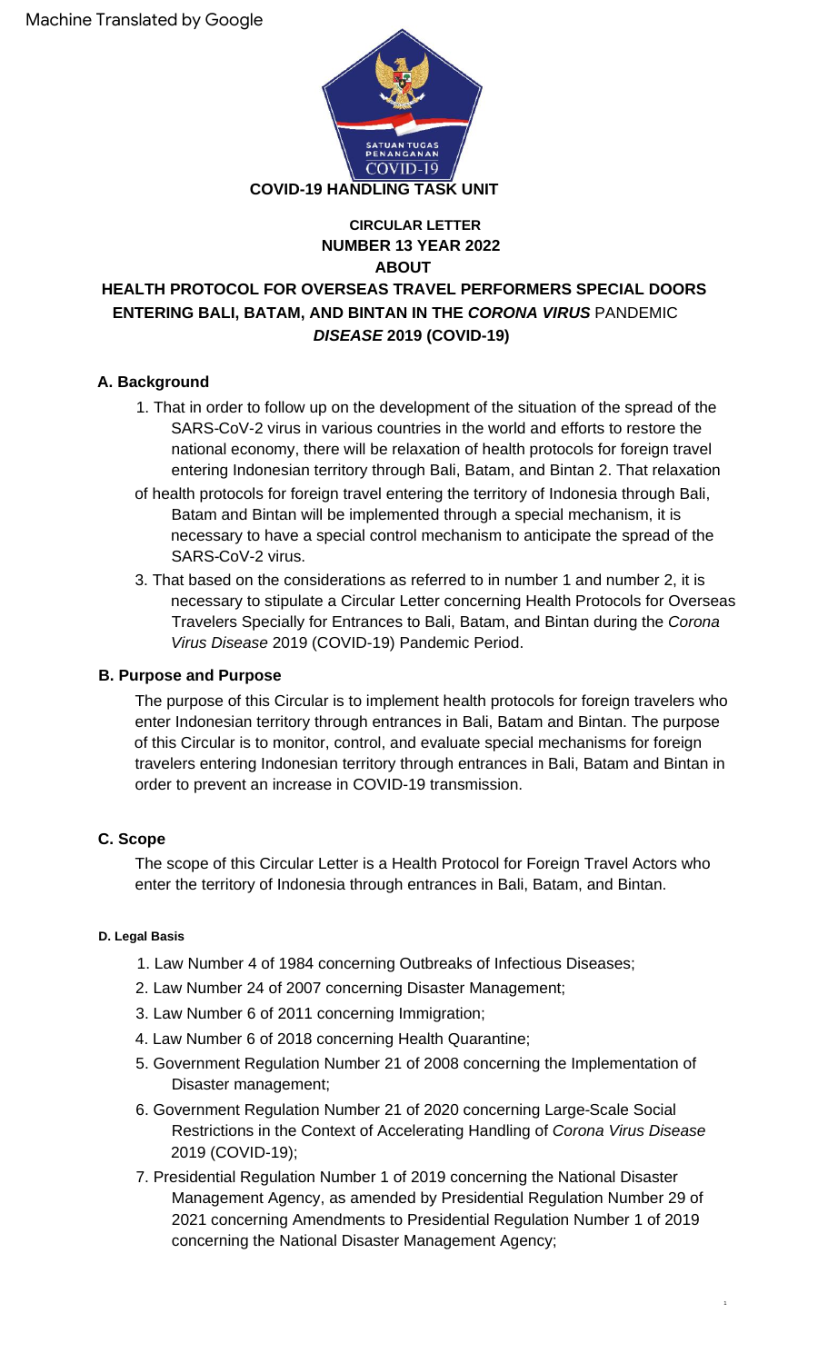Machine Translated by Google

**COVID-19 HANDLING TASK UNIT**

**CIRCULAR LETTER**
**NUMBER 13 YEAR 2022**
**ABOUT**
**HEALTH PROTOCOL FOR OVERSEAS TRAVEL PERFORMERS SPECIAL DOORS ENTERING BALI, BATAM, AND BINTAN IN THE *CORONA VIRUS* PANDEMIC *DISEASE* 2019 (COVID-19)**

## A. Background

1. That in order to follow up on the development of the situation of the spread of the SARS-CoV-2 virus in various countries in the world and efforts to restore the national economy, there will be relaxation of health protocols for foreign travel entering Indonesian territory through Bali, Batam, and Bintan 2. That relaxation of health protocols for foreign travel entering the territory of Indonesia through Bali, Batam and Bintan will be implemented through a special mechanism, it is necessary to have a special control mechanism to anticipate the spread of the SARS-CoV-2 virus.
3. That based on the considerations as referred to in number 1 and number 2, it is necessary to stipulate a Circular Letter concerning Health Protocols for Overseas Travelers Specially for Entrances to Bali, Batam, and Bintan during the *Corona Virus Disease* 2019 (COVID-19) Pandemic Period.

## B. Purpose and Purpose

The purpose of this Circular is to implement health protocols for foreign travelers who enter Indonesian territory through entrances in Bali, Batam and Bintan. The purpose of this Circular is to monitor, control, and evaluate special mechanisms for foreign travelers entering Indonesian territory through entrances in Bali, Batam and Bintan in order to prevent an increase in COVID-19 transmission.

## C. Scope

The scope of this Circular Letter is a Health Protocol for Foreign Travel Actors who enter the territory of Indonesia through entrances in Bali, Batam, and Bintan.

## D. Legal Basis

1. Law Number 4 of 1984 concerning Outbreaks of Infectious Diseases;
2. Law Number 24 of 2007 concerning Disaster Management;
3. Law Number 6 of 2011 concerning Immigration;
4. Law Number 6 of 2018 concerning Health Quarantine;
5. Government Regulation Number 21 of 2008 concerning the Implementation of Disaster management;
6. Government Regulation Number 21 of 2020 concerning Large-Scale Social Restrictions in the Context of Accelerating Handling of *Corona Virus Disease* 2019 (COVID-19);
7. Presidential Regulation Number 1 of 2019 concerning the National Disaster Management Agency, as amended by Presidential Regulation Number 29 of 2021 concerning Amendments to Presidential Regulation Number 1 of 2019 concerning the National Disaster Management Agency;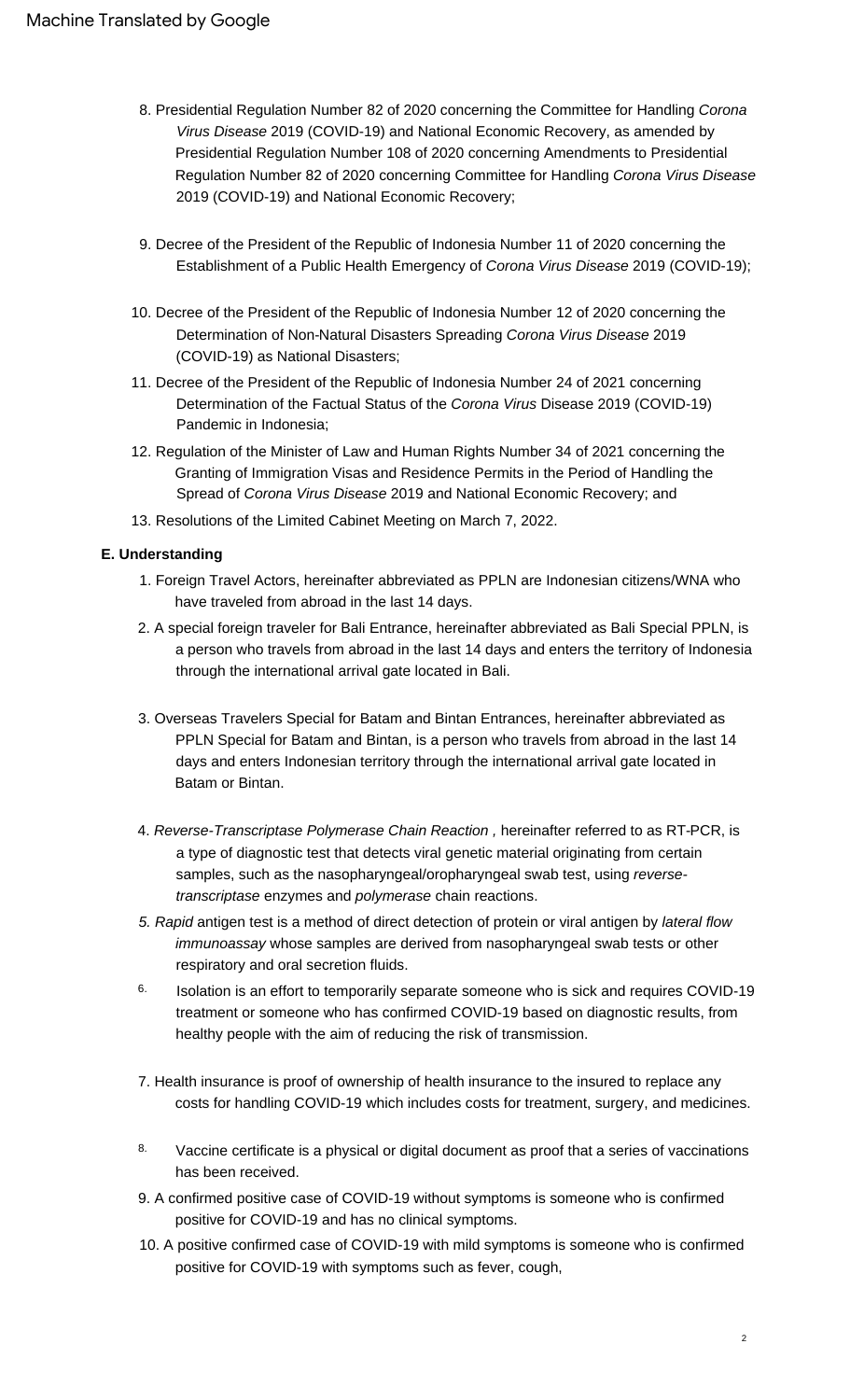8. Presidential Regulation Number 82 of 2020 concerning the Committee for Handling *Corona Virus Disease* 2019 (COVID-19) and National Economic Recovery, as amended by Presidential Regulation Number 108 of 2020 concerning Amendments to Presidential Regulation Number 82 of 2020 concerning Committee for Handling *Corona Virus Disease* 2019 (COVID-19) and National Economic Recovery;
9. Decree of the President of the Republic of Indonesia Number 11 of 2020 concerning the Establishment of a Public Health Emergency of *Corona Virus Disease* 2019 (COVID-19);
10. Decree of the President of the Republic of Indonesia Number 12 of 2020 concerning the Determination of Non-Natural Disasters Spreading *Corona Virus Disease* 2019 (COVID-19) as National Disasters;
11. Decree of the President of the Republic of Indonesia Number 24 of 2021 concerning Determination of the Factual Status of the *Corona Virus* Disease 2019 (COVID-19) Pandemic in Indonesia;
12. Regulation of the Minister of Law and Human Rights Number 34 of 2021 concerning the Granting of Immigration Visas and Residence Permits in the Period of Handling the Spread of *Corona Virus Disease* 2019 and National Economic Recovery; and
13. Resolutions of the Limited Cabinet Meeting on March 7, 2022.

**E. Understanding**

1. Foreign Travel Actors, hereinafter abbreviated as PPLN are Indonesian citizens/WNA who have traveled from abroad in the last 14 days.
2. A special foreign traveler for Bali Entrance, hereinafter abbreviated as Bali Special PPLN, is a person who travels from abroad in the last 14 days and enters the territory of Indonesia through the international arrival gate located in Bali.
3. Overseas Travelers Special for Batam and Bintan Entrances, hereinafter abbreviated as PPLN Special for Batam and Bintan, is a person who travels from abroad in the last 14 days and enters Indonesian territory through the international arrival gate located in Batam or Bintan.
4. *Reverse-Transcriptase Polymerase Chain Reaction* , hereinafter referred to as RT-PCR, is a type of diagnostic test that detects viral genetic material originating from certain samples, such as the nasopharyngeal/oropharyngeal swab test, using *reverse-transcriptase* enzymes and *polymerase* chain reactions.
5. *Rapid* antigen test is a method of direct detection of protein or viral antigen by *lateral flow immunoassay* whose samples are derived from nasopharyngeal swab tests or other respiratory and oral secretion fluids.
6. Isolation is an effort to temporarily separate someone who is sick and requires COVID-19 treatment or someone who has confirmed COVID-19 based on diagnostic results, from healthy people with the aim of reducing the risk of transmission.
7. Health insurance is proof of ownership of health insurance to the insured to replace any costs for handling COVID-19 which includes costs for treatment, surgery, and medicines.
8. Vaccine certificate is a physical or digital document as proof that a series of vaccinations has been received.
9. A confirmed positive case of COVID-19 without symptoms is someone who is confirmed positive for COVID-19 and has no clinical symptoms.
10. A positive confirmed case of COVID-19 with mild symptoms is someone who is confirmed positive for COVID-19 with symptoms such as fever, cough,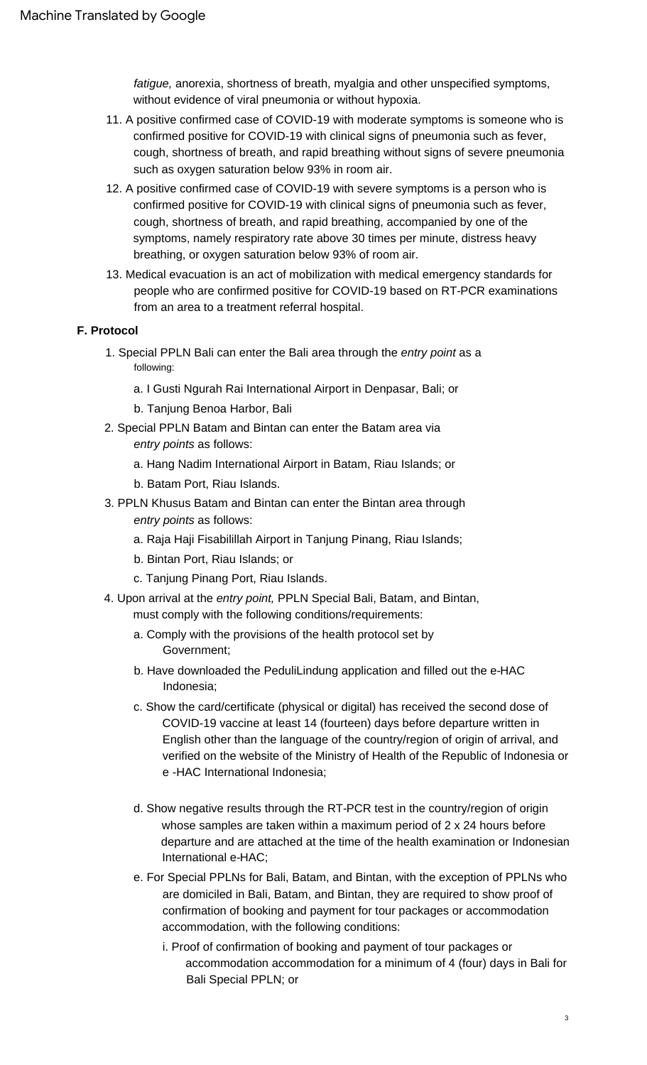*fatigue,* anorexia, shortness of breath, myalgia and other unspecified symptoms, without evidence of viral pneumonia or without hypoxia.

11. A positive confirmed case of COVID-19 with moderate symptoms is someone who is confirmed positive for COVID-19 with clinical signs of pneumonia such as fever, cough, shortness of breath, and rapid breathing without signs of severe pneumonia such as oxygen saturation below 93% in room air.
12. A positive confirmed case of COVID-19 with severe symptoms is a person who is confirmed positive for COVID-19 with clinical signs of pneumonia such as fever, cough, shortness of breath, and rapid breathing, accompanied by one of the symptoms, namely respiratory rate above 30 times per minute, distress heavy breathing, or oxygen saturation below 93% of room air.
13. Medical evacuation is an act of mobilization with medical emergency standards for people who are confirmed positive for COVID-19 based on RT-PCR examinations from an area to a treatment referral hospital.

**F. Protocol**

1. Special PPLN Bali can enter the Bali area through the *entry point* as a following:
   a. I Gusti Ngurah Rai International Airport in Denpasar, Bali; or
   b. Tanjung Benoa Harbor, Bali
2. Special PPLN Batam and Bintan can enter the Batam area via *entry points* as follows:
   a. Hang Nadim International Airport in Batam, Riau Islands; or
   b. Batam Port, Riau Islands.
3. PPLN Khusus Batam and Bintan can enter the Bintan area through *entry points* as follows:
   a. Raja Haji Fisabilillah Airport in Tanjung Pinang, Riau Islands;
   b. Bintan Port, Riau Islands; or
   c. Tanjung Pinang Port, Riau Islands.
4. Upon arrival at the *entry point,* PPLN Special Bali, Batam, and Bintan, must comply with the following conditions/requirements:
   a. Comply with the provisions of the health protocol set by Government;
   b. Have downloaded the PeduliLindung application and filled out the e-HAC Indonesia;
   c. Show the card/certificate (physical or digital) has received the second dose of COVID-19 vaccine at least 14 (fourteen) days before departure written in English other than the language of the country/region of origin of arrival, and verified on the website of the Ministry of Health of the Republic of Indonesia or e -HAC International Indonesia;
   d. Show negative results through the RT-PCR test in the country/region of origin whose samples are taken within a maximum period of 2 x 24 hours before departure and are attached at the time of the health examination or Indonesian International e-HAC;
   e. For Special PPLNs for Bali, Batam, and Bintan, with the exception of PPLNs who are domiciled in Bali, Batam, and Bintan, they are required to show proof of confirmation of booking and payment for tour packages or accommodation accommodation, with the following conditions:
      i. Proof of confirmation of booking and payment of tour packages or accommodation accommodation for a minimum of 4 (four) days in Bali for Bali Special PPLN; or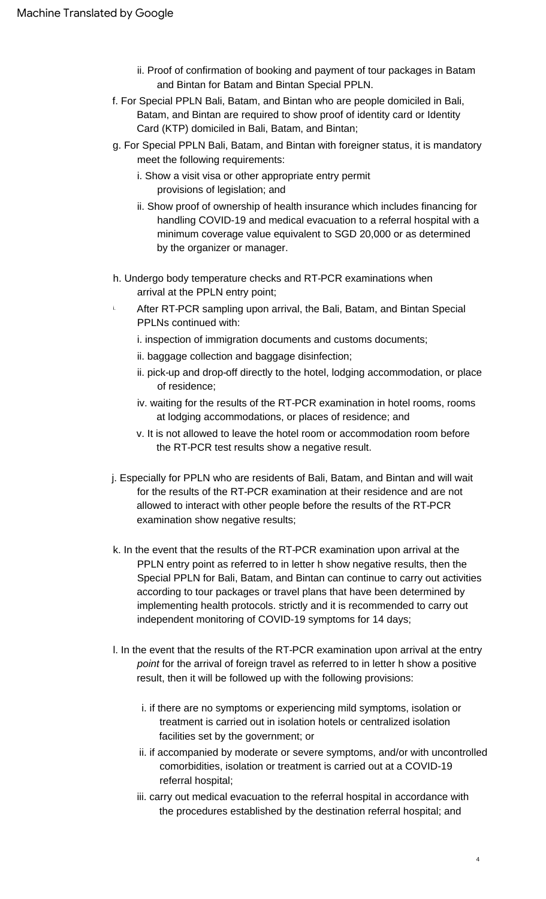ii. Proof of confirmation of booking and payment of tour packages in Batam and Bintan for Batam and Bintan Special PPLN.

f. For Special PPLN Bali, Batam, and Bintan who are people domiciled in Bali, Batam, and Bintan are required to show proof of identity card or Identity Card (KTP) domiciled in Bali, Batam, and Bintan;

g. For Special PPLN Bali, Batam, and Bintan with foreigner status, it is mandatory meet the following requirements:

i. Show a visit visa or other appropriate entry permit provisions of legislation; and

ii. Show proof of ownership of health insurance which includes financing for handling COVID-19 and medical evacuation to a referral hospital with a minimum coverage value equivalent to SGD 20,000 or as determined by the organizer or manager.

h. Undergo body temperature checks and RT-PCR examinations when arrival at the PPLN entry point;

i. After RT-PCR sampling upon arrival, the Bali, Batam, and Bintan Special PPLNs continued with:

i. inspection of immigration documents and customs documents;

ii. baggage collection and baggage disinfection;

ii. pick-up and drop-off directly to the hotel, lodging accommodation, or place of residence;

iv. waiting for the results of the RT-PCR examination in hotel rooms, rooms at lodging accommodations, or places of residence; and

v. It is not allowed to leave the hotel room or accommodation room before the RT-PCR test results show a negative result.

j. Especially for PPLN who are residents of Bali, Batam, and Bintan and will wait for the results of the RT-PCR examination at their residence and are not allowed to interact with other people before the results of the RT-PCR examination show negative results;

k. In the event that the results of the RT-PCR examination upon arrival at the PPLN entry point as referred to in letter h show negative results, then the Special PPLN for Bali, Batam, and Bintan can continue to carry out activities according to tour packages or travel plans that have been determined by implementing health protocols. strictly and it is recommended to carry out independent monitoring of COVID-19 symptoms for 14 days;

l. In the event that the results of the RT-PCR examination upon arrival at the entry *point* for the arrival of foreign travel as referred to in letter h show a positive result, then it will be followed up with the following provisions:

i. if there are no symptoms or experiencing mild symptoms, isolation or treatment is carried out in isolation hotels or centralized isolation facilities set by the government; or

ii. if accompanied by moderate or severe symptoms, and/or with uncontrolled comorbidities, isolation or treatment is carried out at a COVID-19 referral hospital;

iii. carry out medical evacuation to the referral hospital in accordance with the procedures established by the destination referral hospital; and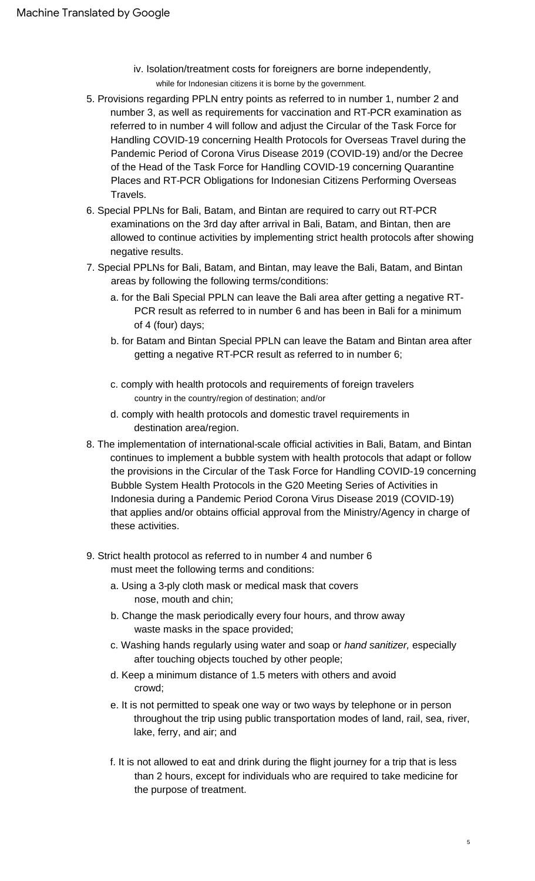iv. Isolation/treatment costs for foreigners are borne independently, while for Indonesian citizens it is borne by the government.

5. Provisions regarding PPLN entry points as referred to in number 1, number 2 and number 3, as well as requirements for vaccination and RT-PCR examination as referred to in number 4 will follow and adjust the Circular of the Task Force for Handling COVID-19 concerning Health Protocols for Overseas Travel during the Pandemic Period of Corona Virus Disease 2019 (COVID-19) and/or the Decree of the Head of the Task Force for Handling COVID-19 concerning Quarantine Places and RT-PCR Obligations for Indonesian Citizens Performing Overseas Travels.
6. Special PPLNs for Bali, Batam, and Bintan are required to carry out RT-PCR examinations on the 3rd day after arrival in Bali, Batam, and Bintan, then are allowed to continue activities by implementing strict health protocols after showing negative results.
7. Special PPLNs for Bali, Batam, and Bintan, may leave the Bali, Batam, and Bintan areas by following the following terms/conditions:
   a. for the Bali Special PPLN can leave the Bali area after getting a negative RT-PCR result as referred to in number 6 and has been in Bali for a minimum of 4 (four) days;
   b. for Batam and Bintan Special PPLN can leave the Batam and Bintan area after getting a negative RT-PCR result as referred to in number 6;
   c. comply with health protocols and requirements of foreign travelers country in the country/region of destination; and/or
   d. comply with health protocols and domestic travel requirements in destination area/region.
8. The implementation of international-scale official activities in Bali, Batam, and Bintan continues to implement a bubble system with health protocols that adapt or follow the provisions in the Circular of the Task Force for Handling COVID-19 concerning Bubble System Health Protocols in the G20 Meeting Series of Activities in Indonesia during a Pandemic Period Corona Virus Disease 2019 (COVID-19) that applies and/or obtains official approval from the Ministry/Agency in charge of these activities.
9. Strict health protocol as referred to in number 4 and number 6 must meet the following terms and conditions:
   a. Using a 3-ply cloth mask or medical mask that covers nose, mouth and chin;
   b. Change the mask periodically every four hours, and throw away waste masks in the space provided;
   c. Washing hands regularly using water and soap or *hand sanitizer,* especially after touching objects touched by other people;
   d. Keep a minimum distance of 1.5 meters with others and avoid crowd;
   e. It is not permitted to speak one way or two ways by telephone or in person throughout the trip using public transportation modes of land, rail, sea, river, lake, ferry, and air; and
   f. It is not allowed to eat and drink during the flight journey for a trip that is less than 2 hours, except for individuals who are required to take medicine for the purpose of treatment.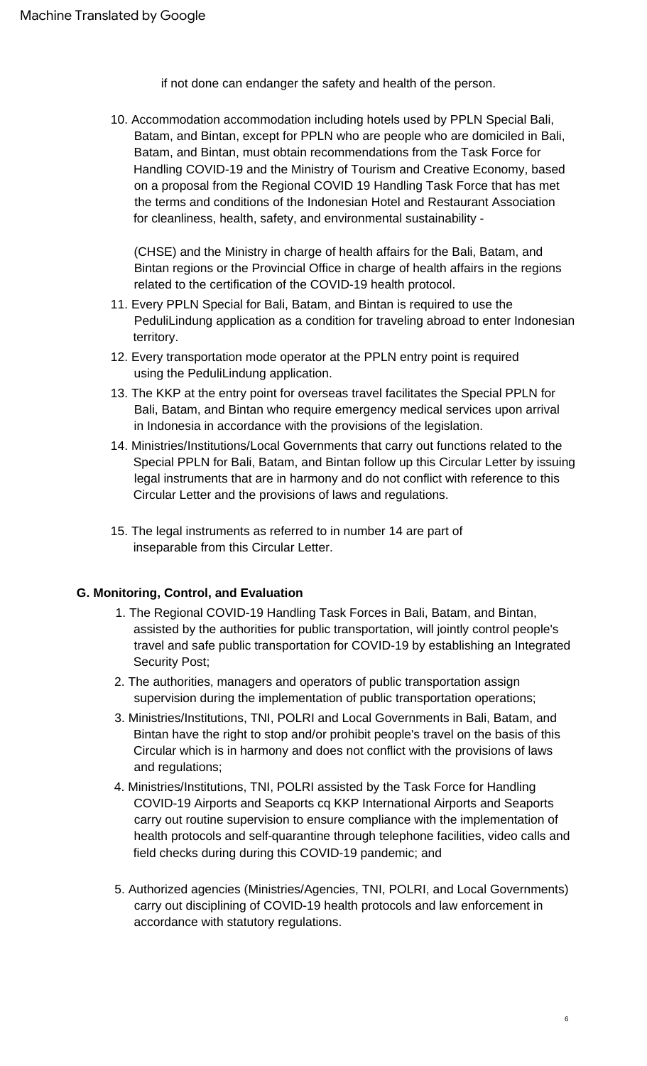if not done can endanger the safety and health of the person.

10. Accommodation accommodation including hotels used by PPLN Special Bali, Batam, and Bintan, except for PPLN who are people who are domiciled in Bali, Batam, and Bintan, must obtain recommendations from the Task Force for Handling COVID-19 and the Ministry of Tourism and Creative Economy, based on a proposal from the Regional COVID 19 Handling Task Force that has met the terms and conditions of the Indonesian Hotel and Restaurant Association for cleanliness, health, safety, and environmental sustainability -

    (CHSE) and the Ministry in charge of health affairs for the Bali, Batam, and Bintan regions or the Provincial Office in charge of health affairs in the regions related to the certification of the COVID-19 health protocol.
11. Every PPLN Special for Bali, Batam, and Bintan is required to use the PeduliLindung application as a condition for traveling abroad to enter Indonesian territory.
12. Every transportation mode operator at the PPLN entry point is required using the PeduliLindung application.
13. The KKP at the entry point for overseas travel facilitates the Special PPLN for Bali, Batam, and Bintan who require emergency medical services upon arrival in Indonesia in accordance with the provisions of the legislation.
14. Ministries/Institutions/Local Governments that carry out functions related to the Special PPLN for Bali, Batam, and Bintan follow up this Circular Letter by issuing legal instruments that are in harmony and do not conflict with reference to this Circular Letter and the provisions of laws and regulations.
15. The legal instruments as referred to in number 14 are part of inseparable from this Circular Letter.

**G. Monitoring, Control, and Evaluation**

1. The Regional COVID-19 Handling Task Forces in Bali, Batam, and Bintan, assisted by the authorities for public transportation, will jointly control people's travel and safe public transportation for COVID-19 by establishing an Integrated Security Post;
2. The authorities, managers and operators of public transportation assign supervision during the implementation of public transportation operations;
3. Ministries/Institutions, TNI, POLRI and Local Governments in Bali, Batam, and Bintan have the right to stop and/or prohibit people's travel on the basis of this Circular which is in harmony and does not conflict with the provisions of laws and regulations;
4. Ministries/Institutions, TNI, POLRI assisted by the Task Force for Handling COVID-19 Airports and Seaports cq KKP International Airports and Seaports carry out routine supervision to ensure compliance with the implementation of health protocols and self-quarantine through telephone facilities, video calls and field checks during during this COVID-19 pandemic; and
5. Authorized agencies (Ministries/Agencies, TNI, POLRI, and Local Governments) carry out disciplining of COVID-19 health protocols and law enforcement in accordance with statutory regulations.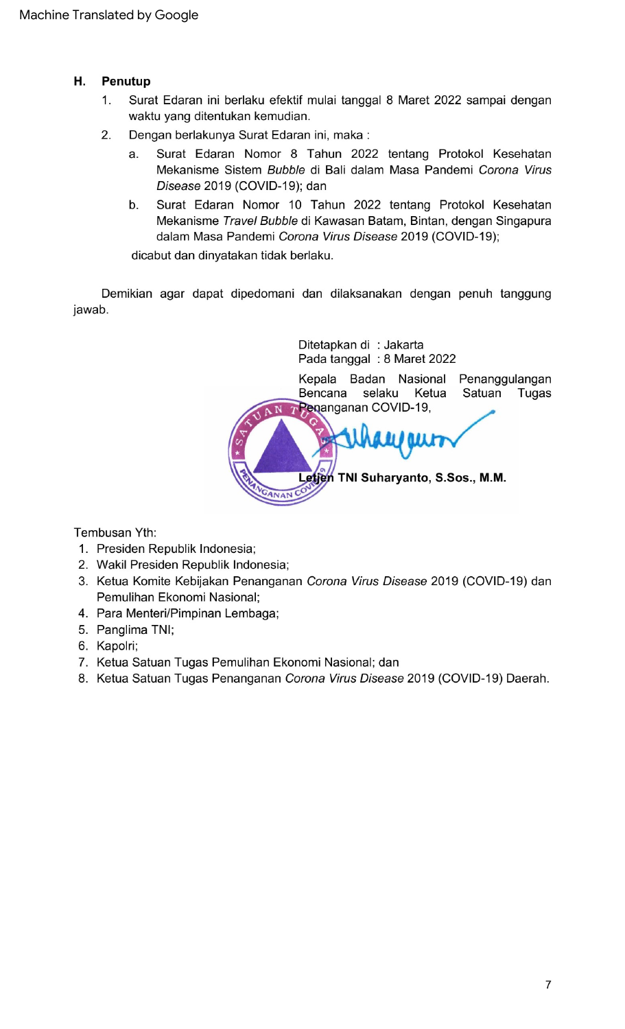### H. Penutup

1. Surat Edaran ini berlaku efektif mulai tanggal 8 Maret 2022 sampai dengan waktu yang ditentukan kemudian.
2. Dengan berlakunya Surat Edaran ini, maka :
   a. Surat Edaran Nomor 8 Tahun 2022 tentang Protokol Kesehatan Mekanisme Sistem *Bubble* di Bali dalam Masa Pandemi *Corona Virus Disease* 2019 (COVID-19); dan
   b. Surat Edaran Nomor 10 Tahun 2022 tentang Protokol Kesehatan Mekanisme *Travel Bubble* di Kawasan Batam, Bintan, dengan Singapura dalam Masa Pandemi *Corona Virus Disease* 2019 (COVID-19);

   dicabut dan dinyatakan tidak berlaku.

Demikian agar dapat dipedomani dan dilaksanakan dengan penuh tanggung jawab.

Ditetapkan di : Jakarta
Pada tanggal : 8 Maret 2022

Kepala Badan Nasional Penanggulangan Bencana selaku Ketua Satuan Tugas Penanganan COVID-19,

**Letjen TNI Suharyanto, S.Sos., M.M.**

Tembusan Yth:

1. Presiden Republik Indonesia;
2. Wakil Presiden Republik Indonesia;
3. Ketua Komite Kebijakan Penanganan *Corona Virus Disease* 2019 (COVID-19) dan Pemulihan Ekonomi Nasional;
4. Para Menteri/Pimpinan Lembaga;
5. Panglima TNI;
6. Kapolri;
7. Ketua Satuan Tugas Pemulihan Ekonomi Nasional; dan
8. Ketua Satuan Tugas Penanganan *Corona Virus Disease* 2019 (COVID-19) Daerah.